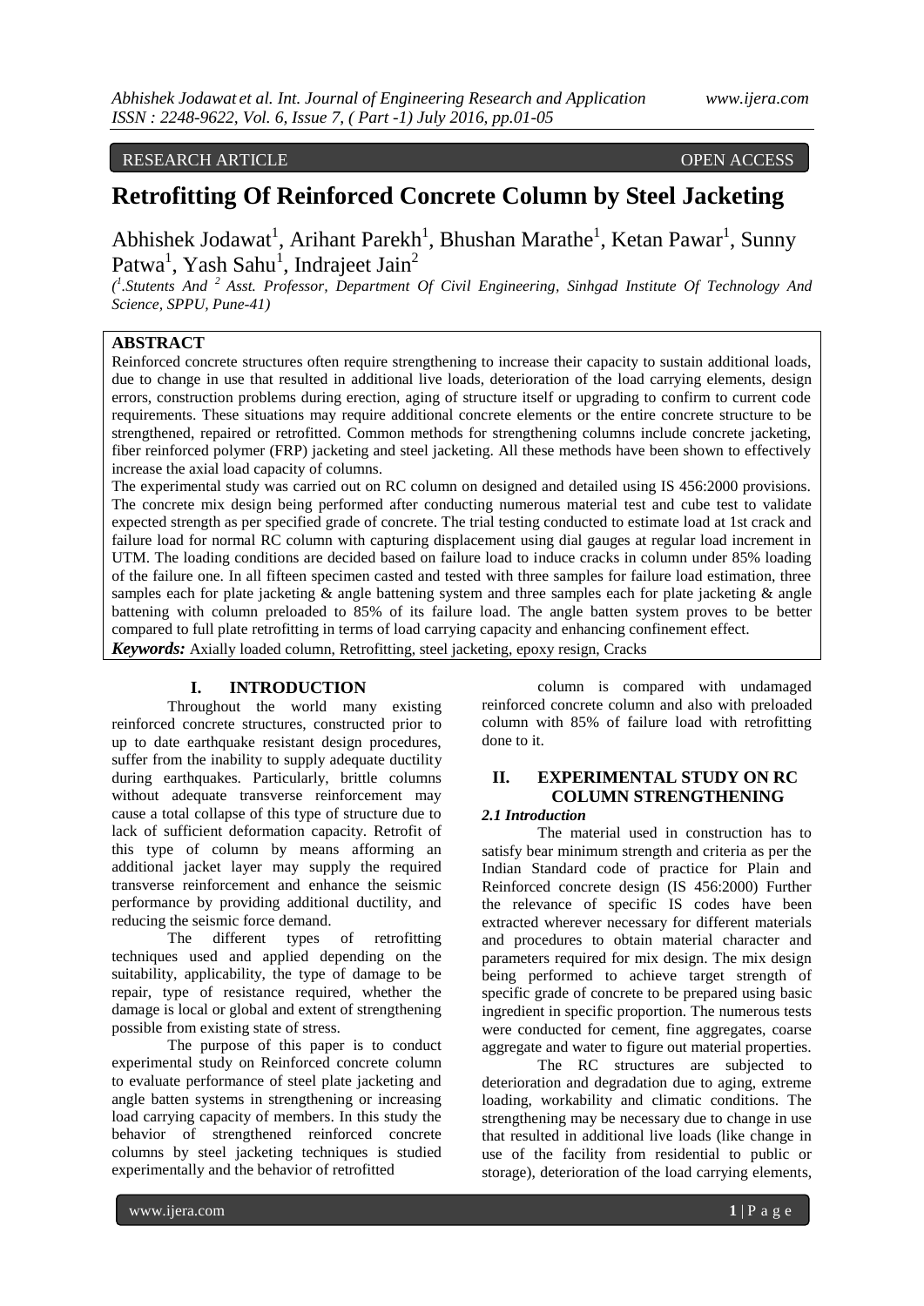RESEARCH ARTICLE OPEN ACCESS

# Retrofitting Of Reinforced Concrete Column by Steel Jacketing

Abhishek Jodawat[1], Arihant Parekh[1], Bhushan Marathe[1], Ketan Pawar[1], Sunny Patwa[1], Yash Sahu[1], Indrajeet Jain[2]

*([1].Stutents And [2] Asst. Professor, Department Of Civil Engineering, Sinhgad Institute Of Technology And Science, SPPU, Pune-41)*

## ABSTRACT

Reinforced concrete structures often require strengthening to increase their capacity to sustain additional loads, due to change in use that resulted in additional live loads, deterioration of the load carrying elements, design errors, construction problems during erection, aging of structure itself or upgrading to confirm to current code requirements. These situations may require additional concrete elements or the entire concrete structure to be strengthened, repaired or retrofitted. Common methods for strengthening columns include concrete jacketing, fiber reinforced polymer (FRP) jacketing and steel jacketing. All these methods have been shown to effectively increase the axial load capacity of columns.

The experimental study was carried out on RC column on designed and detailed using IS 456:2000 provisions. The concrete mix design being performed after conducting numerous material test and cube test to validate expected strength as per specified grade of concrete. The trial testing conducted to estimate load at 1st crack and failure load for normal RC column with capturing displacement using dial gauges at regular load increment in UTM. The loading conditions are decided based on failure load to induce cracks in column under 85% loading of the failure one. In all fifteen specimen casted and tested with three samples for failure load estimation, three samples each for plate jacketing & angle battening system and three samples each for plate jacketing & angle battening with column preloaded to 85% of its failure load. The angle batten system proves to be better compared to full plate retrofitting in terms of load carrying capacity and enhancing confinement effect.

***Keywords:*** Axially loaded column, Retrofitting, steel jacketing, epoxy resign, Cracks

## I. INTRODUCTION

Throughout the world many existing reinforced concrete structures, constructed prior to up to date earthquake resistant design procedures, suffer from the inability to supply adequate ductility during earthquakes. Particularly, brittle columns without adequate transverse reinforcement may cause a total collapse of this type of structure due to lack of sufficient deformation capacity. Retrofit of this type of column by means afforming an additional jacket layer may supply the required transverse reinforcement and enhance the seismic performance by providing additional ductility, and reducing the seismic force demand.

The different types of retrofitting techniques used and applied depending on the suitability, applicability, the type of damage to be repair, type of resistance required, whether the damage is local or global and extent of strengthening possible from existing state of stress.

The purpose of this paper is to conduct experimental study on Reinforced concrete column to evaluate performance of steel plate jacketing and angle batten systems in strengthening or increasing load carrying capacity of members. In this study the behavior of strengthened reinforced concrete columns by steel jacketing techniques is studied experimentally and the behavior of retrofitted column is compared with undamaged reinforced concrete column and also with preloaded column with 85% of failure load with retrofitting done to it.

## II. EXPERIMENTAL STUDY ON RC COLUMN STRENGTHENING

### *2.1 Introduction*

The material used in construction has to satisfy bear minimum strength and criteria as per the Indian Standard code of practice for Plain and Reinforced concrete design (IS 456:2000) Further the relevance of specific IS codes have been extracted wherever necessary for different materials and procedures to obtain material character and parameters required for mix design. The mix design being performed to achieve target strength of specific grade of concrete to be prepared using basic ingredient in specific proportion. The numerous tests were conducted for cement, fine aggregates, coarse aggregate and water to figure out material properties.

The RC structures are subjected to deterioration and degradation due to aging, extreme loading, workability and climatic conditions. The strengthening may be necessary due to change in use that resulted in additional live loads (like change in use of the facility from residential to public or storage), deterioration of the load carrying elements,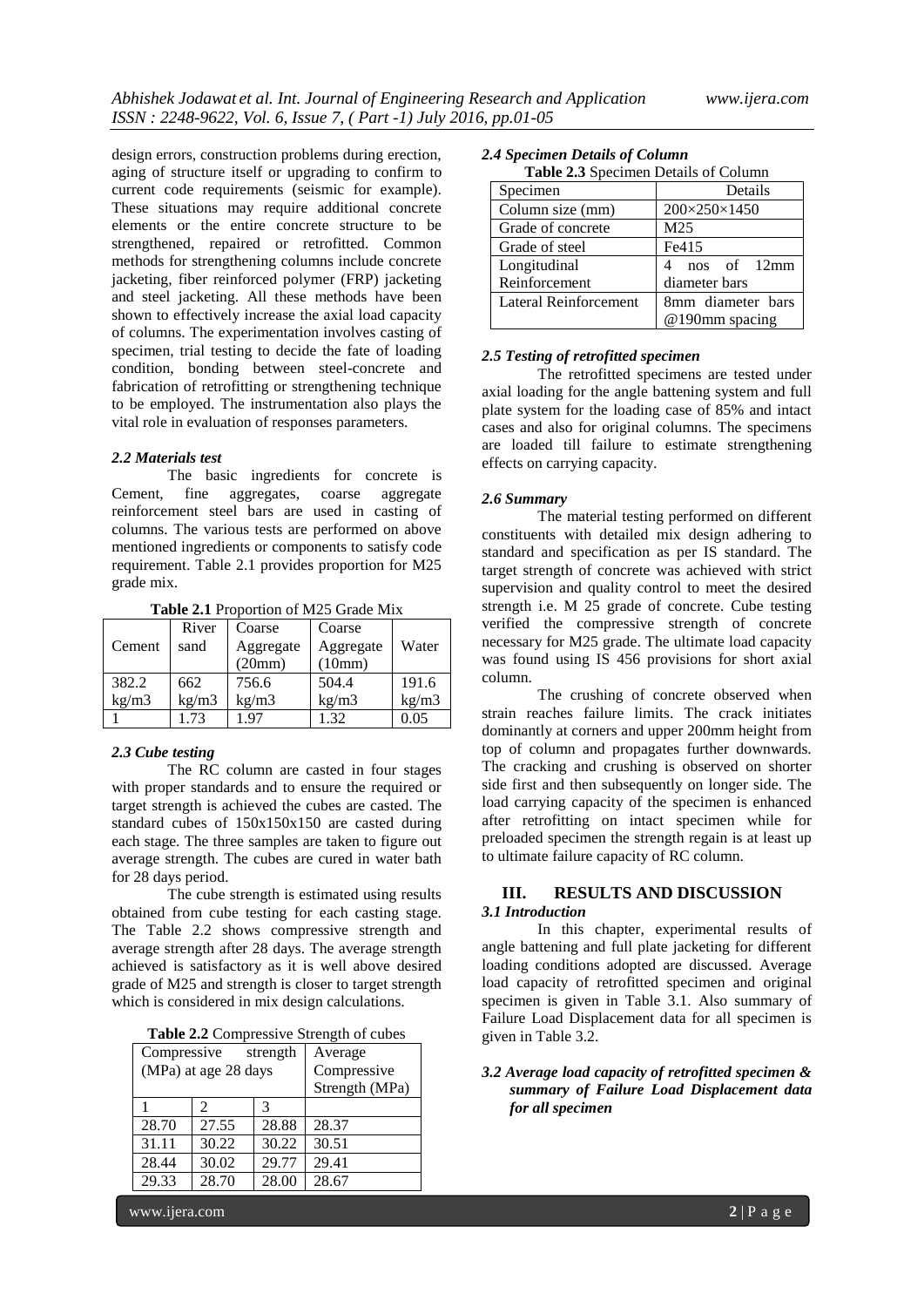design errors, construction problems during erection, aging of structure itself or upgrading to confirm to current code requirements (seismic for example). These situations may require additional concrete elements or the entire concrete structure to be strengthened, repaired or retrofitted. Common methods for strengthening columns include concrete jacketing, fiber reinforced polymer (FRP) jacketing and steel jacketing. All these methods have been shown to effectively increase the axial load capacity of columns. The experimentation involves casting of specimen, trial testing to decide the fate of loading condition, bonding between steel-concrete and fabrication of retrofitting or strengthening technique to be employed. The instrumentation also plays the vital role in evaluation of responses parameters.

### *2.2 Materials test*

The basic ingredients for concrete is Cement, fine aggregates, coarse aggregate reinforcement steel bars are used in casting of columns. The various tests are performed on above mentioned ingredients or components to satisfy code requirement. Table 2.1 provides proportion for M25 grade mix.

**Table 2.1** Proportion of M25 Grade Mix

| Cement | River sand | Coarse Aggregate (20mm) | Coarse Aggregate (10mm) | Water |
|---|---|---|---|---|
| 382.2 kg/m3 | 662 kg/m3 | 756.6 kg/m3 | 504.4 kg/m3 | 191.6 kg/m3 |
| 1 | 1.73 | 1.97 | 1.32 | 0.05 |

### *2.3 Cube testing*

The RC column are casted in four stages with proper standards and to ensure the required or target strength is achieved the cubes are casted. The standard cubes of 150x150x150 are casted during each stage. The three samples are taken to figure out average strength. The cubes are cured in water bath for 28 days period.

The cube strength is estimated using results obtained from cube testing for each casting stage. The Table 2.2 shows compressive strength and average strength after 28 days. The average strength achieved is satisfactory as it is well above desired grade of M25 and strength is closer to target strength which is considered in mix design calculations.

**Table 2.2** Compressive Strength of cubes

| Compressive strength (MPa) at age 28 days | | | Average Compressive Strength (MPa) |
|---|---|---|---|
| 1 | 2 | 3 | |
| 28.70 | 27.55 | 28.88 | 28.37 |
| 31.11 | 30.22 | 30.22 | 30.51 |
| 28.44 | 30.02 | 29.77 | 29.41 |
| 29.33 | 28.70 | 28.00 | 28.67 |

### *2.4 Specimen Details of Column*

**Table 2.3** Specimen Details of Column

| Specimen | Details |
|---|---|
| Column size (mm) | 200×250×1450 |
| Grade of concrete | M25 |
| Grade of steel | Fe415 |
| Longitudinal Reinforcement | 4 nos of 12mm diameter bars |
| Lateral Reinforcement | 8mm diameter bars @190mm spacing |

### *2.5 Testing of retrofitted specimen*

The retrofitted specimens are tested under axial loading for the angle battening system and full plate system for the loading case of 85% and intact cases and also for original columns. The specimens are loaded till failure to estimate strengthening effects on carrying capacity.

### *2.6 Summary*

The material testing performed on different constituents with detailed mix design adhering to standard and specification as per IS standard. The target strength of concrete was achieved with strict supervision and quality control to meet the desired strength i.e. M 25 grade of concrete. Cube testing verified the compressive strength of concrete necessary for M25 grade. The ultimate load capacity was found using IS 456 provisions for short axial column.

The crushing of concrete observed when strain reaches failure limits. The crack initiates dominantly at corners and upper 200mm height from top of column and propagates further downwards. The cracking and crushing is observed on shorter side first and then subsequently on longer side. The load carrying capacity of the specimen is enhanced after retrofitting on intact specimen while for preloaded specimen the strength regain is at least up to ultimate failure capacity of RC column.

## III. RESULTS AND DISCUSSION

### *3.1 Introduction*

In this chapter, experimental results of angle battening and full plate jacketing for different loading conditions adopted are discussed. Average load capacity of retrofitted specimen and original specimen is given in Table 3.1. Also summary of Failure Load Displacement data for all specimen is given in Table 3.2.

### *3.2 Average load capacity of retrofitted specimen & summary of Failure Load Displacement data for all specimen*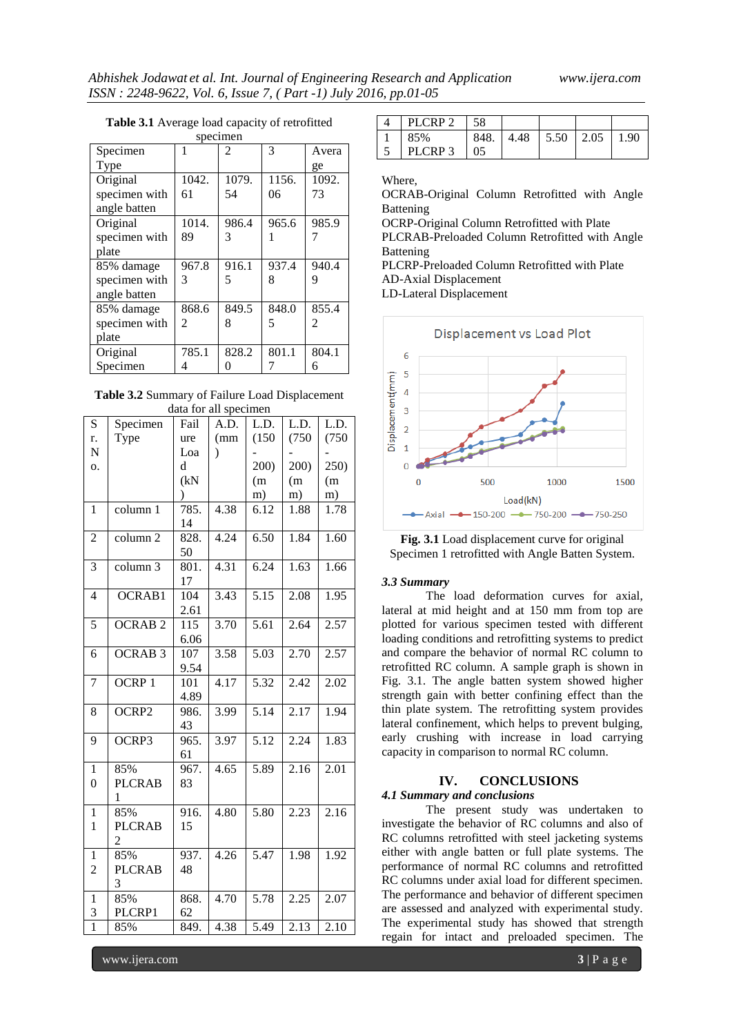**Table 3.1** Average load capacity of retrofitted specimen

| Specimen Type | 1 | 2 | 3 | Average |
|---|---|---|---|---|
| Original specimen with angle batten | 1042.61 | 1079.54 | 1156.06 | 1092.73 |
| Original specimen with plate | 1014.89 | 986.43 | 965.61 | 985.97 |
| 85% damage specimen with angle batten | 967.83 | 916.15 | 937.48 | 940.49 |
| 85% damage specimen with plate | 868.62 | 849.58 | 848.05 | 855.42 |
| Original Specimen | 785.14 | 828.20 | 801.17 | 804.16 |

**Table 3.2** Summary of Failure Load Displacement data for all specimen

| Sr. No. | Specimen Type | Failure Load (kN) | A.D. (mm) | L.D. (150-200) (mm) | L.D. (750-200) (mm) | L.D. (750-250) (mm) |
|---|---|---|---|---|---|---|
| 1 | column 1 | 785.14 | 4.38 | 6.12 | 1.88 | 1.78 |
| 2 | column 2 | 828.50 | 4.24 | 6.50 | 1.84 | 1.60 |
| 3 | column 3 | 801.17 | 4.31 | 6.24 | 1.63 | 1.66 |
| 4 | OCRAB1 | 1042.61 | 3.43 | 5.15 | 2.08 | 1.95 |
| 5 | OCRAB 2 | 1156.06 | 3.70 | 5.61 | 2.64 | 2.57 |
| 6 | OCRAB 3 | 1079.54 | 3.58 | 5.03 | 2.70 | 2.57 |
| 7 | OCRP 1 | 1014.89 | 4.17 | 5.32 | 2.42 | 2.02 |
| 8 | OCRP2 | 986.43 | 3.99 | 5.14 | 2.17 | 1.94 |
| 9 | OCRP3 | 965.61 | 3.97 | 5.12 | 2.24 | 1.83 |
| 10 | 85% PLCRAB 1 | 967.83 | 4.65 | 5.89 | 2.16 | 2.01 |
| 11 | 85% PLCRAB 2 | 916.15 | 4.80 | 5.80 | 2.23 | 2.16 |
| 12 | 85% PLCRAB 3 | 937.48 | 4.26 | 5.47 | 1.98 | 1.92 |
| 13 | 85% PLCRP1 | 868.62 | 4.70 | 5.78 | 2.25 | 2.07 |
| 14 | 85% PLCRP 2 | 849.58 | 4.38 | 5.49 | 2.13 | 2.10 |
| 15 | 85% PLCRP 3 | 848.05 | 4.48 | 5.50 | 2.05 | 1.90 |

Where,
OCRAB-Original Column Retrofitted with Angle Battening
OCRP-Original Column Retrofitted with Plate
PLCRAB-Preloaded Column Retrofitted with Angle Battening
PLCRP-Preloaded Column Retrofitted with Plate
AD-Axial Displacement
LD-Lateral Displacement

**Fig. 3.1** Load displacement curve for original Specimen 1 retrofitted with Angle Batten System.

### *3.3 Summary*

The load deformation curves for axial, lateral at mid height and at 150 mm from top are plotted for various specimen tested with different loading conditions and retrofitting systems to predict and compare the behavior of normal RC column to retrofitted RC column. A sample graph is shown in Fig. 3.1. The angle batten system showed higher strength gain with better confining effect than the thin plate system. The retrofitting system provides lateral confinement, which helps to prevent bulging, early crushing with increase in load carrying capacity in comparison to normal RC column.

## IV. CONCLUSIONS

### *4.1 Summary and conclusions*

The present study was undertaken to investigate the behavior of RC columns and also of RC columns retrofitted with steel jacketing systems either with angle batten or full plate systems. The performance of normal RC columns and retrofitted RC columns under axial load for different specimen. The performance and behavior of different specimen are assessed and analyzed with experimental study. The experimental study has showed that strength regain for intact and preloaded specimen. The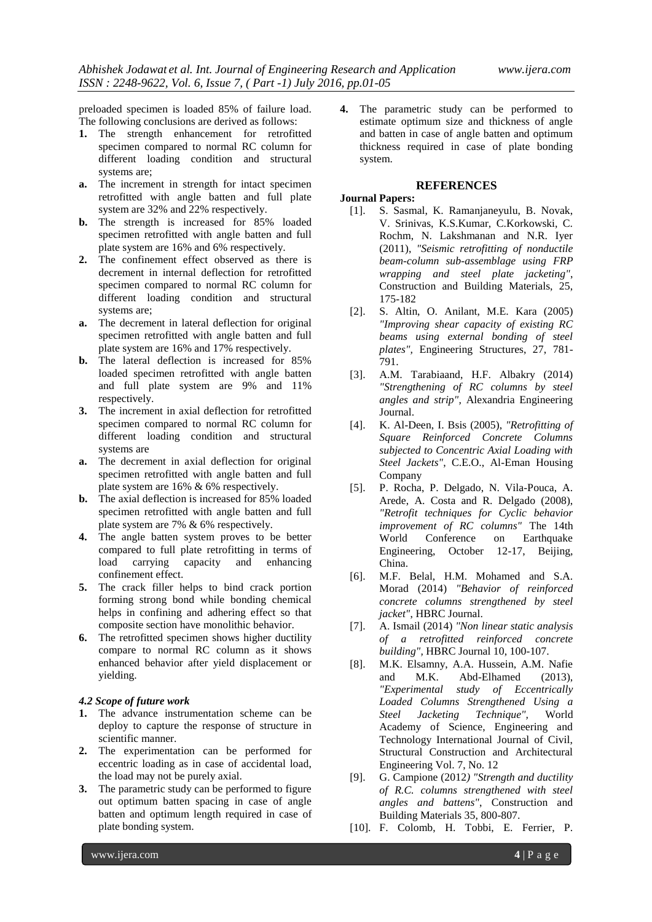preloaded specimen is loaded 85% of failure load. The following conclusions are derived as follows:

1. The strength enhancement for retrofitted specimen compared to normal RC column for different loading condition and structural systems are;

   a. The increment in strength for intact specimen retrofitted with angle batten and full plate system are 32% and 22% respectively.

   b. The strength is increased for 85% loaded specimen retrofitted with angle batten and full plate system are 16% and 6% respectively.

2. The confinement effect observed as there is decrement in internal deflection for retrofitted specimen compared to normal RC column for different loading condition and structural systems are;

   a. The decrement in lateral deflection for original specimen retrofitted with angle batten and full plate system are 16% and 17% respectively.

   b. The lateral deflection is increased for 85% loaded specimen retrofitted with angle batten and full plate system are 9% and 11% respectively.

3. The increment in axial deflection for retrofitted specimen compared to normal RC column for different loading condition and structural systems are

   a. The decrement in axial deflection for original specimen retrofitted with angle batten and full plate system are 16% & 6% respectively.

   b. The axial deflection is increased for 85% loaded specimen retrofitted with angle batten and full plate system are 7% & 6% respectively.

4. The angle batten system proves to be better compared to full plate retrofitting in terms of load carrying capacity and enhancing confinement effect.

5. The crack filler helps to bind crack portion forming strong bond while bonding chemical helps in confining and adhering effect so that composite section have monolithic behavior.

6. The retrofitted specimen shows higher ductility compare to normal RC column as it shows enhanced behavior after yield displacement or yielding.

### *4.2 Scope of future work*

1. The advance instrumentation scheme can be deploy to capture the response of structure in scientific manner.
2. The experimentation can be performed for eccentric loading as in case of accidental load, the load may not be purely axial.
3. The parametric study can be performed to figure out optimum batten spacing in case of angle batten and optimum length required in case of plate bonding system.
4. The parametric study can be performed to estimate optimum size and thickness of angle and batten in case of angle batten and optimum thickness required in case of plate bonding system.

## REFERENCES

**Journal Papers:**

[1]. S. Sasmal, K. Ramanjaneyulu, B. Novak, V. Srinivas, K.S.Kumar, C.Korkowski, C. Rochm, N. Lakshmanan and N.R. Iyer (2011), *"Seismic retrofitting of nonductile beam-column sub-assemblage using FRP wrapping and steel plate jacketing"*, Construction and Building Materials, 25, 175-182

[2]. S. Altin, O. Anilant, M.E. Kara (2005) *"Improving shear capacity of existing RC beams using external bonding of steel plates"*, Engineering Structures, 27, 781-791.

[3]. A.M. Tarabiaand, H.F. Albakry (2014) *"Strengthening of RC columns by steel angles and strip"*, Alexandria Engineering Journal.

[4]. K. Al-Deen, I. Bsis (2005), *"Retrofitting of Square Reinforced Concrete Columns subjected to Concentric Axial Loading with Steel Jackets"*, C.E.O., Al-Eman Housing Company

[5]. P. Rocha, P. Delgado, N. Vila-Pouca, A. Arede, A. Costa and R. Delgado (2008), *"Retrofit techniques for Cyclic behavior improvement of RC columns"* The 14th World Conference on Earthquake Engineering, October 12-17, Beijing, China.

[6]. M.F. Belal, H.M. Mohamed and S.A. Morad (2014) *"Behavior of reinforced concrete columns strengthened by steel jacket"*, HBRC Journal.

[7]. A. Ismail (2014) *"Non linear static analysis of a retrofitted reinforced concrete building"*, HBRC Journal 10, 100-107.

[8]. M.K. Elsamny, A.A. Hussein, A.M. Nafie and M.K. Abd-Elhamed (2013), *"Experimental study of Eccentrically Loaded Columns Strengthened Using a Steel Jacketing Technique"*, World Academy of Science, Engineering and Technology International Journal of Civil, Structural Construction and Architectural Engineering Vol. 7, No. 12

[9]. G. Campione (2012*) "Strength and ductility of R.C. columns strengthened with steel angles and battens"*, Construction and Building Materials 35, 800-807.

[10]. F. Colomb, H. Tobbi, E. Ferrier, P.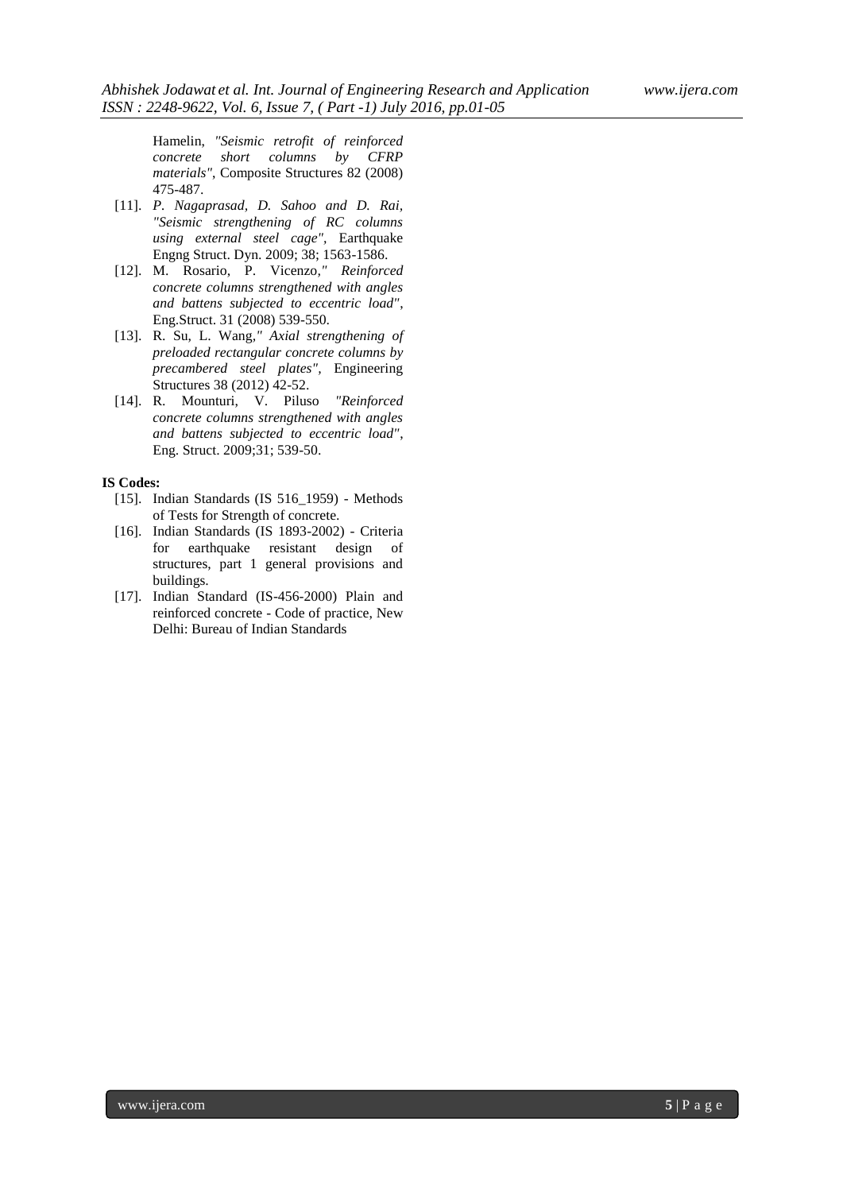Hamelin, *"Seismic retrofit of reinforced concrete short columns by CFRP materials"*, Composite Structures 82 (2008) 475-487.

[11]. *P. Nagaprasad, D. Sahoo and D. Rai, "Seismic strengthening of RC columns using external steel cage"*, Earthquake Engng Struct. Dyn. 2009; 38; 1563-1586.

[12]. M. Rosario, P. Vicenzo,*" Reinforced concrete columns strengthened with angles and battens subjected to eccentric load"*, Eng.Struct. 31 (2008) 539-550.

[13]. R. Su, L. Wang,*" Axial strengthening of preloaded rectangular concrete columns by precambered steel plates"*, Engineering Structures 38 (2012) 42-52.

[14]. R. Mounturi, V. Piluso *"Reinforced concrete columns strengthened with angles and battens subjected to eccentric load"*, Eng. Struct. 2009;31; 539-50.

**IS Codes:**

[15]. Indian Standards (IS 516_1959) - Methods of Tests for Strength of concrete.

[16]. Indian Standards (IS 1893-2002) - Criteria for earthquake resistant design of structures, part 1 general provisions and buildings.

[17]. Indian Standard (IS-456-2000) Plain and reinforced concrete - Code of practice, New Delhi: Bureau of Indian Standards